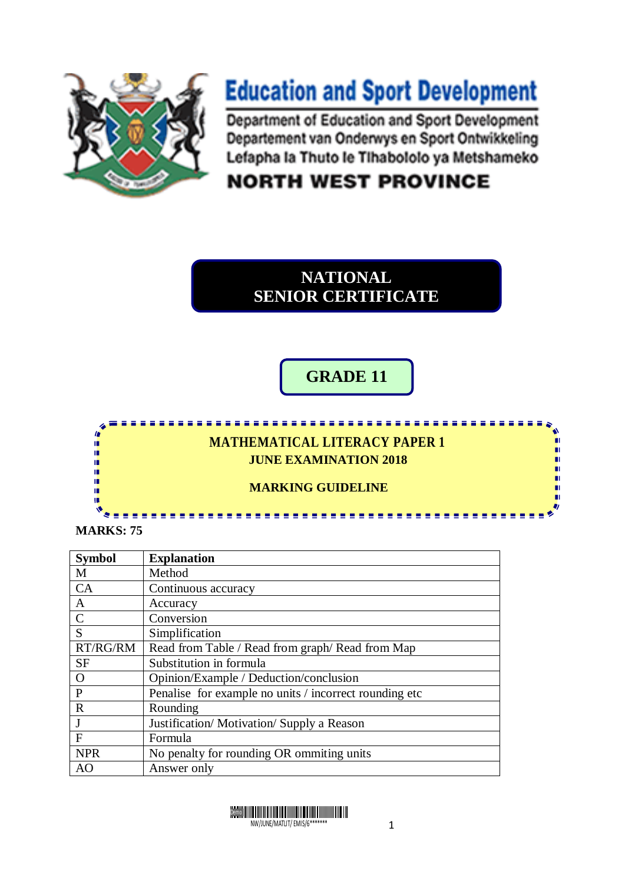# Education and Sport Development

Department of Education and Sport Development
Departement van Onderwys en Sport Ontwikkeling
Lefapha la Thuto le Tlhabololo ya Metshameko

**NORTH WEST PROVINCE**

## NATIONAL SENIOR CERTIFICATE

## GRADE 11

### MATHEMATICAL LITERACY PAPER 1
### JUNE EXAMINATION 2018

### MARKING GUIDELINE

**MARKS: 75**

| Symbol | Explanation |
|---|---|
| M | Method |
| CA | Continuous accuracy |
| A | Accuracy |
| C | Conversion |
| S | Simplification |
| RT/RG/RM | Read from Table / Read from graph/ Read from Map |
| SF | Substitution in formula |
| O | Opinion/Example / Deduction/conclusion |
| P | Penalise for example no units / incorrect rounding etc |
| R | Rounding |
| J | Justification/ Motivation/ Supply a Reason |
| F | Formula |
| NPR | No penalty for rounding OR ommiting units |
| AO | Answer only |

NW/JUNE/MATLIT/ EMIS/6*******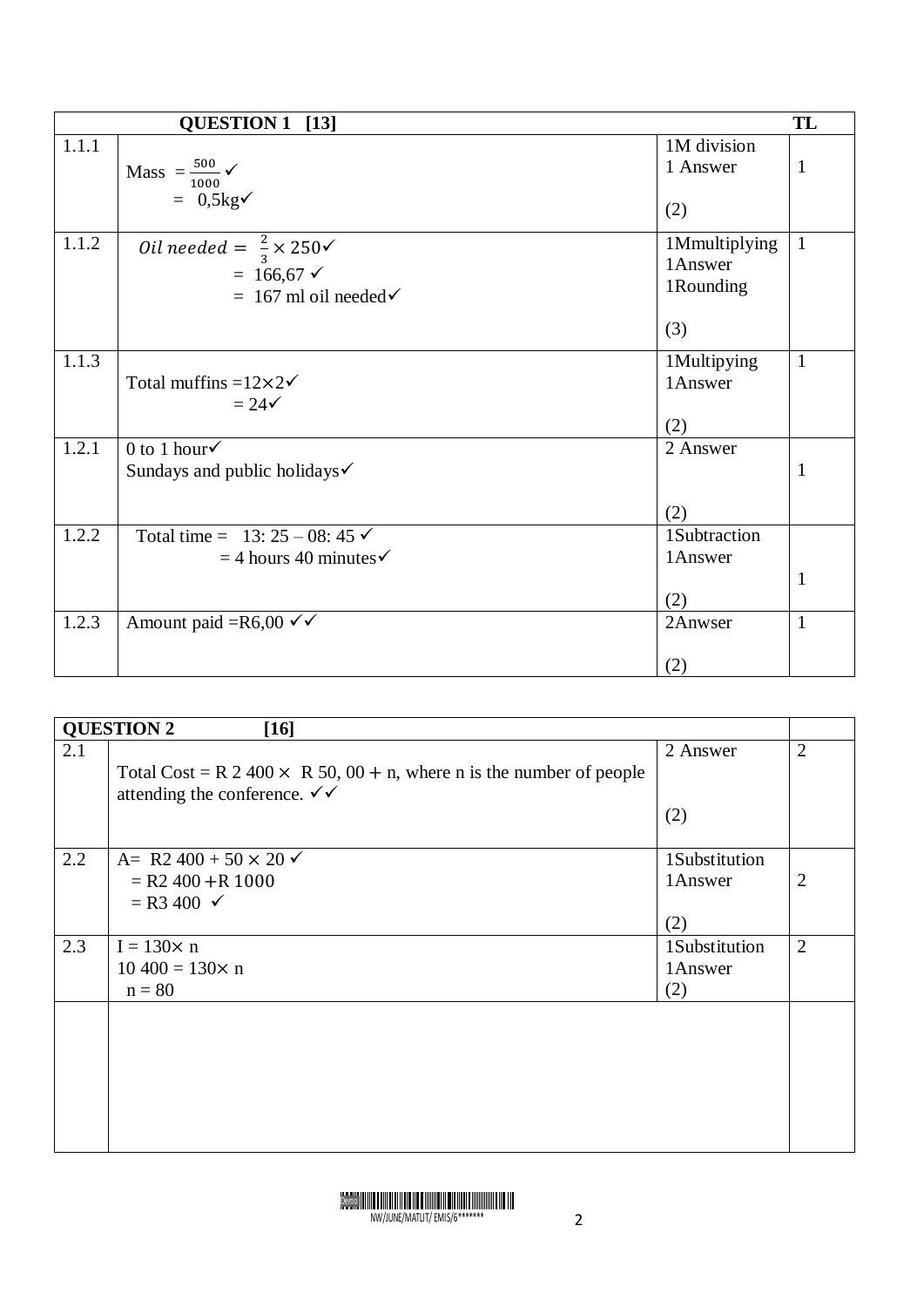| QUESTION 1 [13] | | | TL |
|---|---|---|---|
| 1.1.1 | Mass $= \frac{500}{1000}$ ✓<br>$= 0{,}5$kg✓ | 1M division<br>1 Answer<br>(2) | 1 |
| 1.1.2 | $Oil\ needed = \frac{2}{3} \times 250$✓<br>= 166,67 ✓<br>= 167 ml oil needed✓ | 1Mmultiplying<br>1Answer<br>1Rounding<br>(3) | 1 |
| 1.1.3 | Total muffins =12×2✓<br>= 24✓ | 1Multipying<br>1Answer<br>(2) | 1 |
| 1.2.1 | 0 to 1 hour✓<br>Sundays and public holidays✓ | 2 Answer<br>(2) | 1 |
| 1.2.2 | Total time = 13: 25 – 08: 45 ✓<br>= 4 hours 40 minutes✓ | 1Subtraction<br>1Answer<br>(2) | 1 |
| 1.2.3 | Amount paid =R6,00 ✓✓ | 2Anwser<br>(2) | 1 |

| QUESTION 2 [16] | | | |
|---|---|---|---|
| 2.1 | Total Cost = R 2 400 × R 50, 00 + n, where n is the number of people attending the conference. ✓✓ | 2 Answer<br>(2) | 2 |
| 2.2 | A= R2 400 + 50 × 20 ✓<br>= R2 400 +R 1000<br>= R3 400 ✓ | 1Substitution<br>1Answer<br>(2) | 2 |
| 2.3 | I = 130× n<br>10 400 = 130× n<br>n = 80 | 1Substitution<br>1Answer<br>(2) | 2 |
| | | | |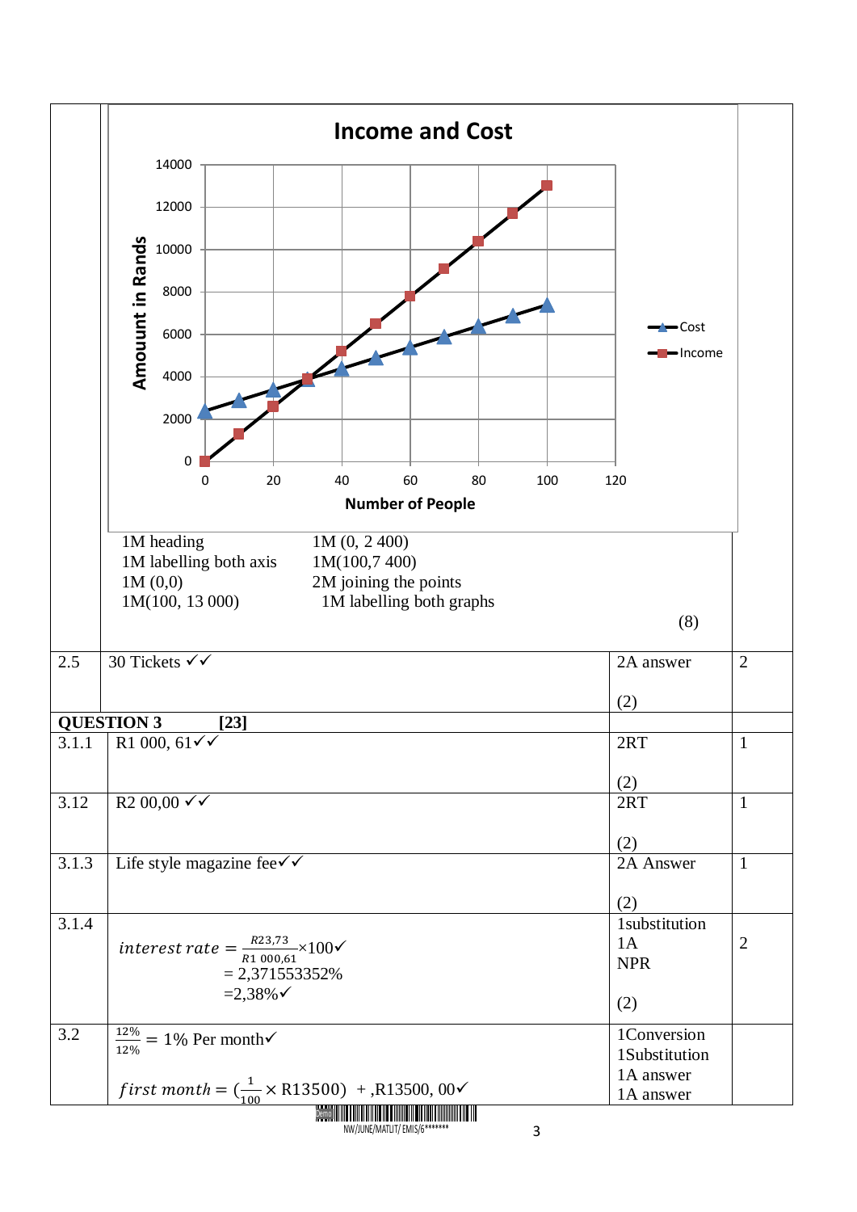| | | | |
|---|---|---|---|
| | **Income and Cost** (graph: Amount in Rands vs Number of People; Cost and Income)<br><br>1M heading<br>1M labelling both axis<br>1M (0,0)<br>1M(100, 13 000)<br>1M (0, 2 400)<br>1M(100,7 400)<br>2M joining the points<br>1M labelling both graphs | (8) | |
| 2.5 | 30 Tickets ✓✓ | 2A answer<br><br>(2) | 2 |
| **QUESTION 3** | **[23]** | | |
| 3.1.1 | R1 000, 61✓✓ | 2RT<br><br>(2) | 1 |
| 3.12 | R2 00,00 ✓✓ | 2RT<br><br>(2) | 1 |
| 3.1.3 | Life style magazine fee✓✓ | 2A Answer<br><br>(2) | 1 |
| 3.1.4 | $interest\ rate = \frac{R23,73}{R1\ 000,61} \times 100$✓<br>= 2,371553352%<br>=2,38%✓ | 1substitution<br>1A<br>NPR<br><br>(2) | 2 |
| 3.2 | $\frac{12\%}{12\%} = 1\%$ Per month✓<br><br>$first\ month = (\frac{1}{100} \times R13500)$ + ,R13500, 00✓ | 1Conversion<br>1Substitution<br>1A answer<br>1A answer | |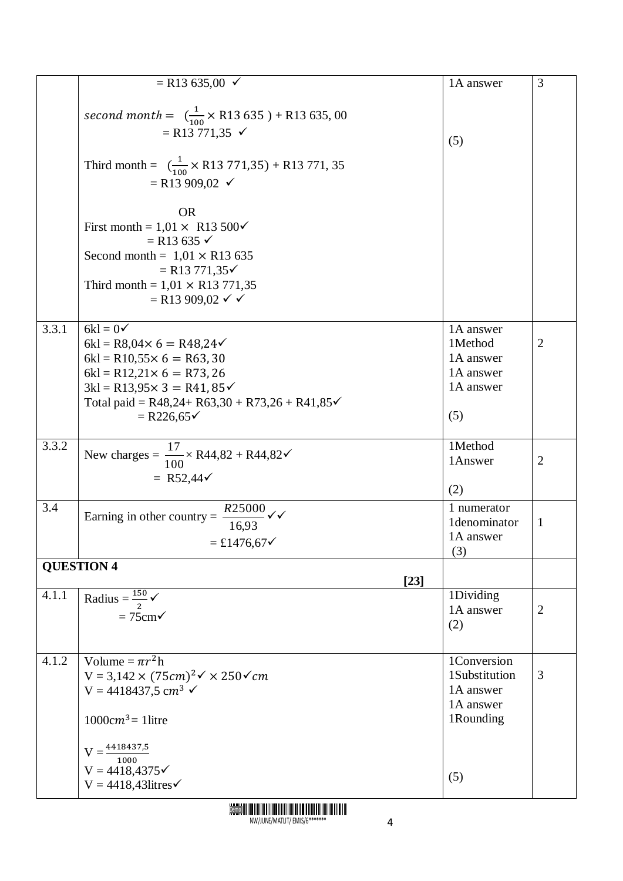| | | | |
|---|---|---|---|
| | = R13 635,00 ✓<br><br>$second\ month =$ $(\frac{1}{100} \times$ R13 635 ) + R13 635, 00<br>= R13 771,35 ✓<br><br>Third month = $(\frac{1}{100} \times$ R13 771,35) + R13 771, 35<br>= R13 909,02 ✓<br><br>OR<br>First month = 1,01 × R13 500✓<br>= R13 635 ✓<br>Second month = 1,01 × R13 635<br>= R13 771,35✓<br>Third month = 1,01 × R13 771,35<br>= R13 909,02 ✓ ✓ | 1A answer<br><br><br>(5) | 3 |
| 3.3.1 | 6kl = 0✓<br>6kl = R8,04× 6 = R48,24✓<br>6kl = R10,55× 6 = R63, 30<br>6kl = R12,21× 6 = R73, 26<br>3kl = R13,95× 3 = R41, 85✓<br>Total paid = R48,24+ R63,30 + R73,26 + R41,85✓<br>= R226,65✓ | 1A answer<br>1Method<br>1A answer<br>1A answer<br>1A answer<br><br>(5) | 2 |
| 3.3.2 | New charges = $\frac{17}{100}$ × R44,82 + R44,82✓<br>= R52,44✓ | 1Method<br>1Answer<br><br>(2) | 2 |
| 3.4 | Earning in other country = $\frac{R25000}{16{,}93}$ ✓✓<br>= £1476,67✓ | 1 numerator<br>1denominator<br>1A answer<br>(3) | 1 |
| **QUESTION 4** | **[23]** | | |
| 4.1.1 | Radius = $\frac{150}{2}$ ✓<br>= 75cm✓ | 1Dividing<br>1A answer<br>(2) | 2 |
| 4.1.2 | Volume = $\pi r^2$h<br>V = 3,142 × $(75cm)^2$✓ × 250✓$cm$<br>V = 4418437,5 c$m^3$ ✓<br><br>1000c$m^3$ = 1litre<br><br>V = $\frac{4418437{,}5}{1000}$<br>V = 4418,4375✓<br>V = 4418,43litres✓ | 1Conversion<br>1Substitution<br>1A answer<br>1A answer<br>1Rounding<br><br><br>(5) | 3 |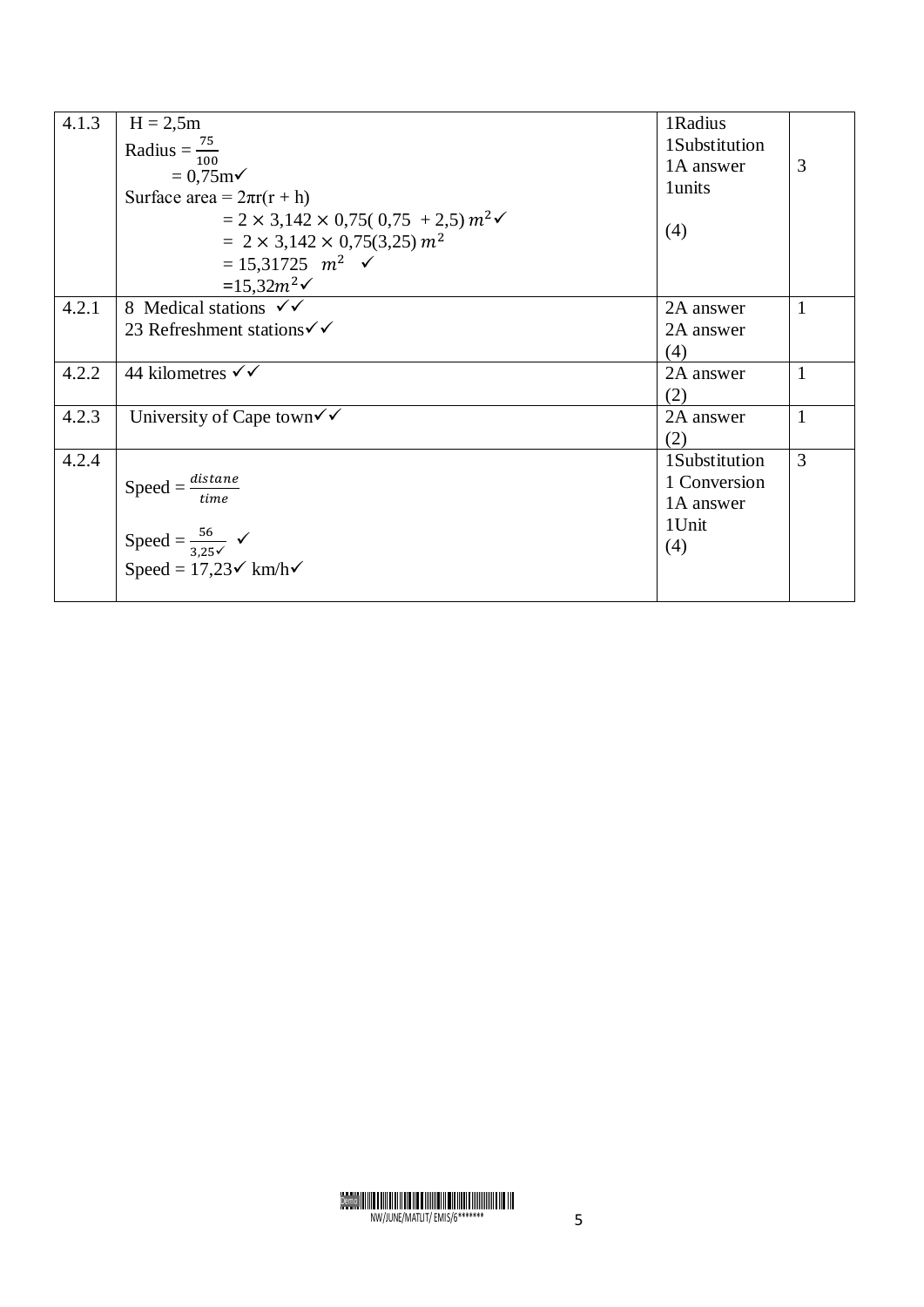| | | | |
|---|---|---|---|
| 4.1.3 | H = 2,5m<br>Radius = $\frac{75}{100}$<br>= 0,75m✓<br>Surface area = 2πr(r + h)<br>= 2 × 3,142 × 0,75( 0,75 + 2,5) $m^2$✓<br>= 2 × 3,142 × 0,75(3,25) $m^2$<br>= 15,31725 $m^2$ ✓<br>=15,32$m^2$✓ | 1Radius<br>1Substitution<br>1A answer<br>1units<br><br>(4) | 3 |
| 4.2.1 | 8 Medical stations ✓✓<br>23 Refreshment stations✓✓ | 2A answer<br>2A answer<br>(4) | 1 |
| 4.2.2 | 44 kilometres ✓✓ | 2A answer<br>(2) | 1 |
| 4.2.3 | University of Cape town✓✓ | 2A answer<br>(2) | 1 |
| 4.2.4 | Speed = $\frac{distane}{time}$<br><br>Speed = $\frac{56}{3,25✓}$ ✓<br>Speed = 17,23✓ km/h✓ | 1Substitution<br>1 Conversion<br>1A answer<br>1Unit<br>(4) | 3 |